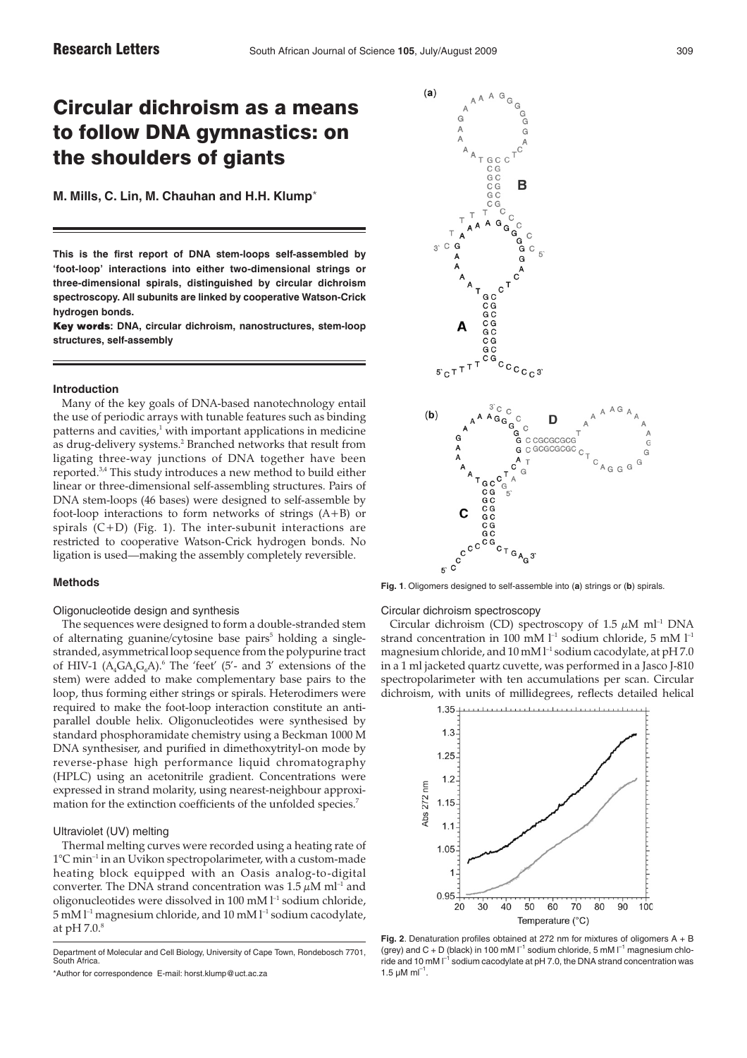# Circular dichroism as a means to follow DNA gymnastics: on the shoulders of giants

**M. Mills, C. Lin, M. Chauhan and H.H. Klump***

**This is the first report of DNA stem-loops self-assembled by 'foot-loop' interactions into either two-dimensional strings or three-dimensional spirals, distinguished by circular dichroism spectroscopy. All subunits are linked by cooperative Watson-Crick hydrogen bonds.**

**Key words: DNA, circular dichroism, nanostructures, stem-loop structures, self-assembly**

### Introduction

Many of the key goals of DNA-based nanotechnology entail the use of periodic arrays with tunable features such as binding patterns and cavities,[1] with important applications in medicine as drug-delivery systems.[2] Branched networks that result from ligating three-way junctions of DNA together have been reported.[3,4] This study introduces a new method to build either linear or three-dimensional self-assembling structures. Pairs of DNA stem-loops (46 bases) were designed to self-assemble by foot-loop interactions to form networks of strings (A+B) or spirals (C+D) (Fig. 1). The inter-subunit interactions are restricted to cooperative Watson-Crick hydrogen bonds. No ligation is used—making the assembly completely reversible.

### Methods

#### Oligonucleotide design and synthesis

The sequences were designed to form a double-stranded stem of alternating guanine/cytosine base pairs[5] holding a single-stranded, asymmetrical loop sequence from the polypurine tract of HIV-1 ($A_4GA_4G_6A$).[6] The 'feet' (5'- and 3' extensions of the stem) were added to make complementary base pairs to the loop, thus forming either strings or spirals. Heterodimers were required to make the foot-loop interaction constitute an anti-parallel double helix. Oligonucleotides were synthesised by standard phosphoramidate chemistry using a Beckman 1000 M DNA synthesiser, and purified in dimethoxytrityl-on mode by reverse-phase high performance liquid chromatography (HPLC) using an acetonitrile gradient. Concentrations were expressed in strand molarity, using nearest-neighbour approximation for the extinction coefficients of the unfolded species.[7]

#### Ultraviolet (UV) melting

Thermal melting curves were recorded using a heating rate of 1°C $min^{-1}$ in an Uvikon spectropolarimeter, with a custom-made heating block equipped with an Oasis analog-to-digital converter. The DNA strand concentration was 1.5 $\mu$M $ml^{-1}$ and oligonucleotides were dissolved in 100 mM $l^{-1}$ sodium chloride, 5 mM $l^{-1}$ magnesium chloride, and 10 mM $l^{-1}$ sodium cacodylate, at pH 7.0.[8]

Department of Molecular and Cell Biology, University of Cape Town, Rondebosch 7701, South Africa.

*Author for correspondence E-mail: horst.klump@uct.ac.za

**Fig. 1**. Oligomers designed to self-assemble into (**a**) strings or (**b**) spirals.

#### Circular dichroism spectroscopy

Circular dichroism (CD) spectroscopy of 1.5 $\mu$M $ml^{-1}$ DNA strand concentration in 100 mM $l^{-1}$ sodium chloride, 5 mM $l^{-1}$ magnesium chloride, and 10 mM $l^{-1}$ sodium cacodylate, at pH 7.0 in a 1 ml jacketed quartz cuvette, was performed in a Jasco J-810 spectropolarimeter with ten accumulations per scan. Circular dichroism, with units of millidegrees, reflects detailed helical

**Fig. 2**. Denaturation profiles obtained at 272 nm for mixtures of oligomers A + B (grey) and C + D (black) in 100 mM $l^{-1}$ sodium chloride, 5 mM $l^{-1}$ magnesium chloride and 10 mM $l^{-1}$ sodium cacodylate at pH 7.0, the DNA strand concentration was 1.5 $\mu$M $ml^{-1}$.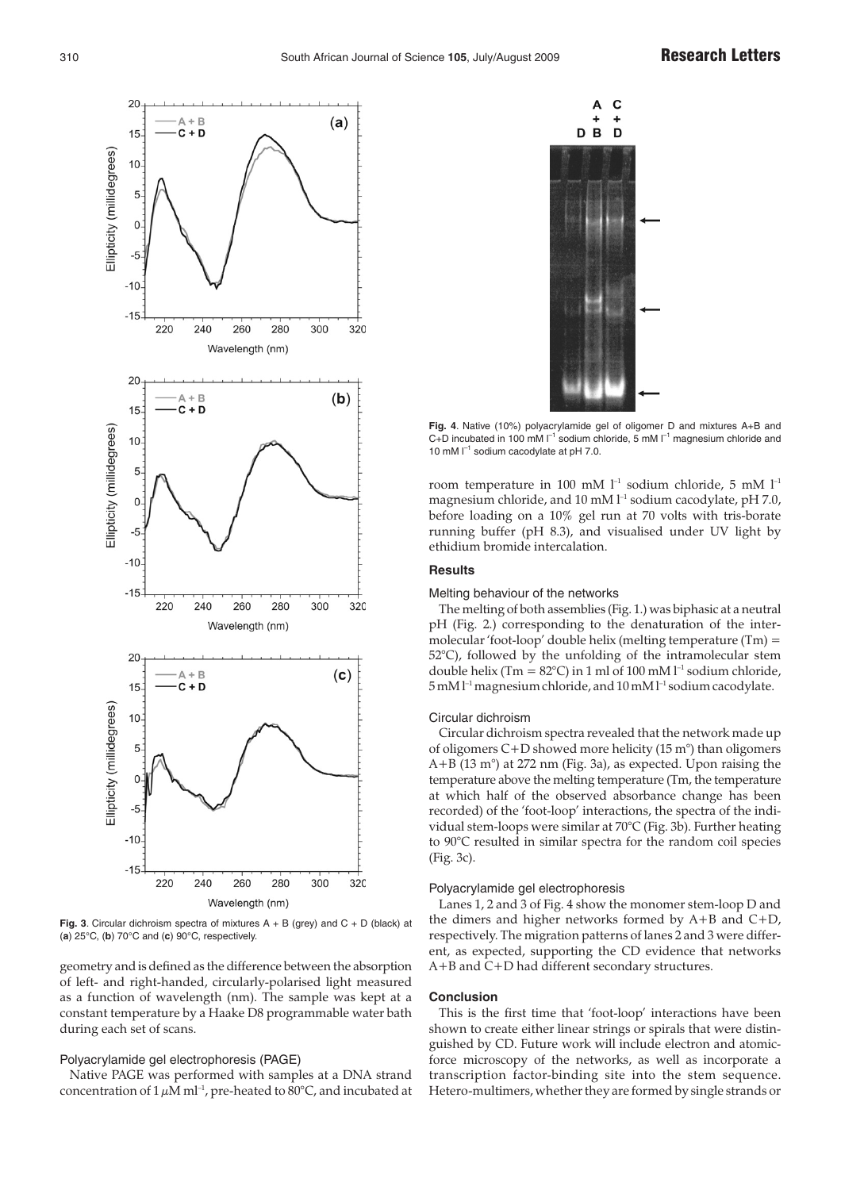**Fig. 3**. Circular dichroism spectra of mixtures A + B (grey) and C + D (black) at (**a**) 25°C, (**b**) 70°C and (**c**) 90°C, respectively.

geometry and is defined as the difference between the absorption of left- and right-handed, circularly-polarised light measured as a function of wavelength (nm). The sample was kept at a constant temperature by a Haake D8 programmable water bath during each set of scans.

### Polyacrylamide gel electrophoresis (PAGE)

Native PAGE was performed with samples at a DNA strand concentration of 1 $\mu$M ml$^{-1}$, pre-heated to 80°C, and incubated at room temperature in 100 mM l$^{-1}$ sodium chloride, 5 mM l$^{-1}$ magnesium chloride, and 10 mM l$^{-1}$ sodium cacodylate, pH 7.0, before loading on a 10% gel run at 70 volts with tris-borate running buffer (pH 8.3), and visualised under UV light by ethidium bromide intercalation.

**Fig. 4**. Native (10%) polyacrylamide gel of oligomer D and mixtures A+B and C+D incubated in 100 mM l$^{-1}$ sodium chloride, 5 mM l$^{-1}$ magnesium chloride and 10 mM l$^{-1}$ sodium cacodylate at pH 7.0.

## Results

### Melting behaviour of the networks

The melting of both assemblies (Fig. 1.) was biphasic at a neutral pH (Fig. 2.) corresponding to the denaturation of the intermolecular 'foot-loop' double helix (melting temperature (Tm) = 52°C), followed by the unfolding of the intramolecular stem double helix (Tm = 82°C) in 1 ml of 100 mM l$^{-1}$ sodium chloride, 5 mM l$^{-1}$ magnesium chloride, and 10 mM l$^{-1}$ sodium cacodylate.

### Circular dichroism

Circular dichroism spectra revealed that the network made up of oligomers C+D showed more helicity (15 m°) than oligomers A+B (13 m°) at 272 nm (Fig. 3a), as expected. Upon raising the temperature above the melting temperature (Tm, the temperature at which half of the observed absorbance change has been recorded) of the 'foot-loop' interactions, the spectra of the individual stem-loops were similar at 70°C (Fig. 3b). Further heating to 90°C resulted in similar spectra for the random coil species (Fig. 3c).

### Polyacrylamide gel electrophoresis

Lanes 1, 2 and 3 of Fig. 4 show the monomer stem-loop D and the dimers and higher networks formed by A+B and C+D, respectively. The migration patterns of lanes 2 and 3 were different, as expected, supporting the CD evidence that networks A+B and C+D had different secondary structures.

## Conclusion

This is the first time that 'foot-loop' interactions have been shown to create either linear strings or spirals that were distinguished by CD. Future work will include electron and atomic-force microscopy of the networks, as well as incorporate a transcription factor-binding site into the stem sequence. Hetero-multimers, whether they are formed by single strands or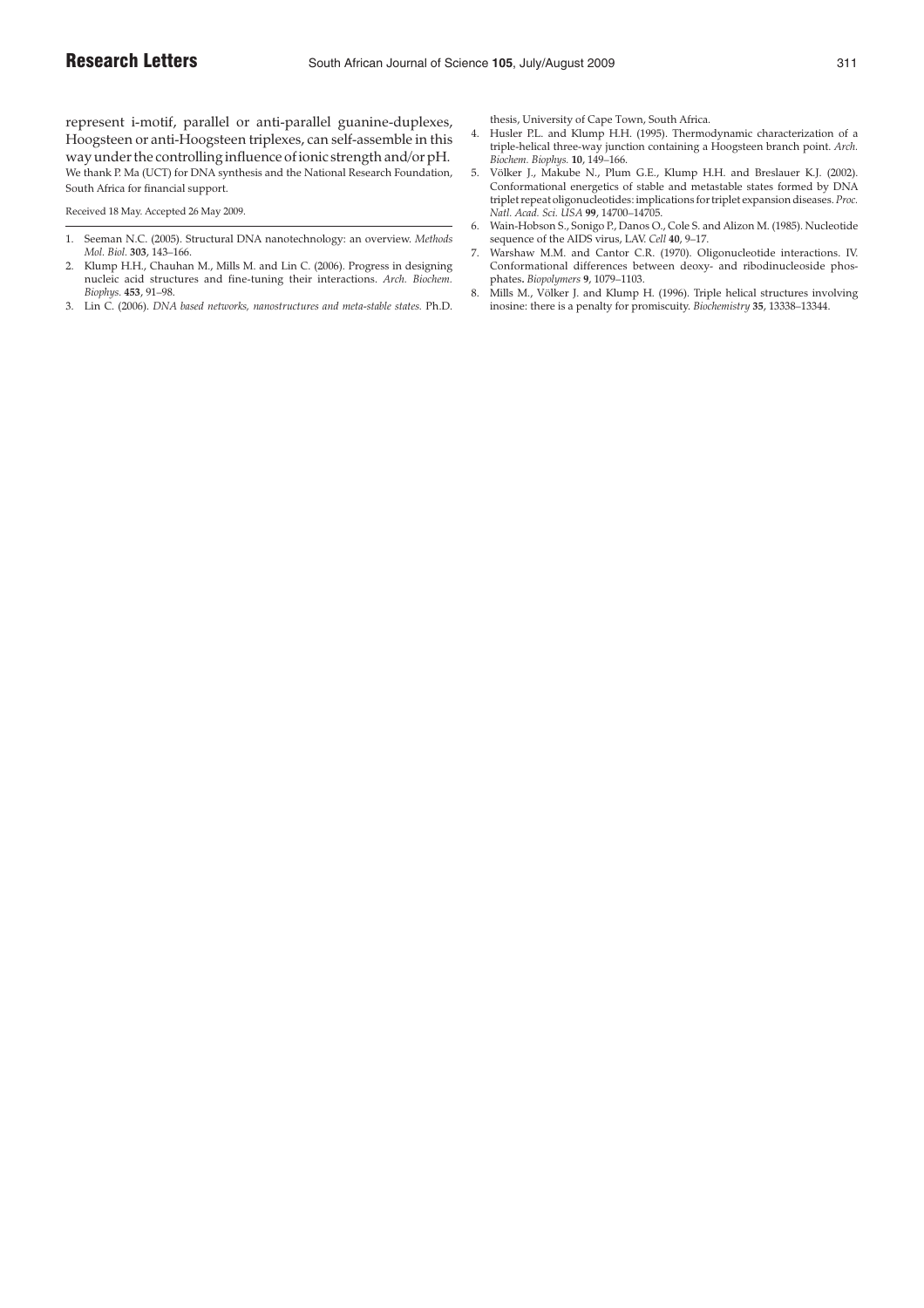represent i-motif, parallel or anti-parallel guanine-duplexes, Hoogsteen or anti-Hoogsteen triplexes, can self-assemble in this way under the controlling influence of ionic strength and/or pH.

We thank P. Ma (UCT) for DNA synthesis and the National Research Foundation, South Africa for financial support.

Received 18 May. Accepted 26 May 2009.

1. Seeman N.C. (2005). Structural DNA nanotechnology: an overview. *Methods Mol. Biol.* **303**, 143–166.
2. Klump H.H., Chauhan M., Mills M. and Lin C. (2006). Progress in designing nucleic acid structures and fine-tuning their interactions. *Arch. Biochem. Biophys.* **453**, 91–98.
3. Lin C. (2006). *DNA based networks, nanostructures and meta-stable states.* Ph.D. thesis, University of Cape Town, South Africa.
4. Husler P.L. and Klump H.H. (1995). Thermodynamic characterization of a triple-helical three-way junction containing a Hoogsteen branch point. *Arch. Biochem. Biophys.* **10**, 149–166.
5. Völker J., Makube N., Plum G.E., Klump H.H. and Breslauer K.J. (2002). Conformational energetics of stable and metastable states formed by DNA triplet repeat oligonucleotides: implications for triplet expansion diseases. *Proc. Natl. Acad. Sci. USA* **99**, 14700–14705.
6. Wain-Hobson S., Sonigo P., Danos O., Cole S. and Alizon M. (1985). Nucleotide sequence of the AIDS virus, LAV. *Cell* **40**, 9–17.
7. Warshaw M.M. and Cantor C.R. (1970). Oligonucleotide interactions. IV. Conformational differences between deoxy- and ribodinucleoside phosphates. *Biopolymers* **9**, 1079–1103.
8. Mills M., Völker J. and Klump H. (1996). Triple helical structures involving inosine: there is a penalty for promiscuity. *Biochemistry* **35**, 13338–13344.